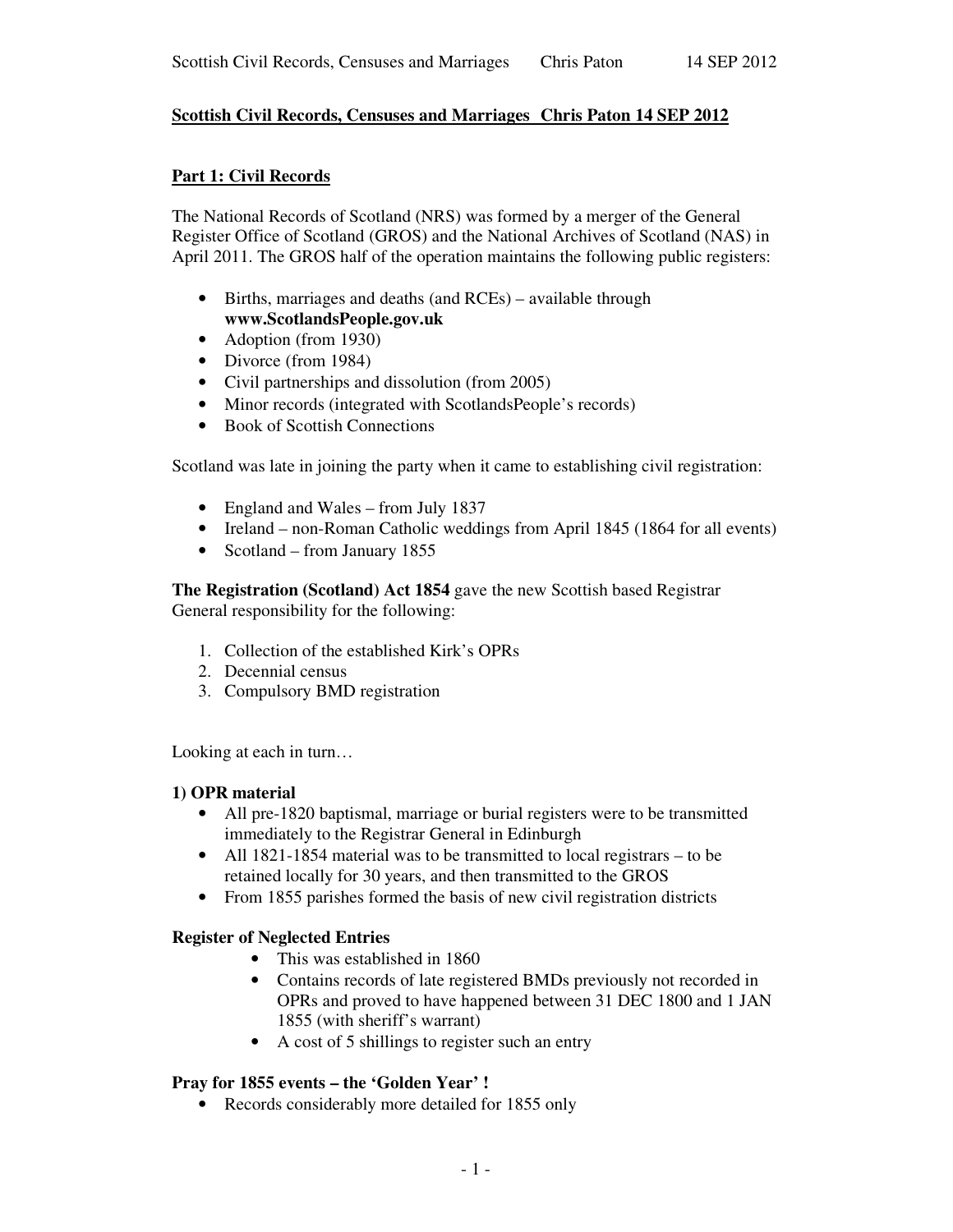## Scottish Civil Records, Censuses and Marriages Chris Paton 14 SEP 2012

### Part 1: Civil Records

The National Records of Scotland (NRS) was formed by a merger of the General Register Office of Scotland (GROS) and the National Archives of Scotland (NAS) in April 2011. The GROS half of the operation maintains the following public registers:

- Births, marriages and deaths (and RCEs) – available through **www.ScotlandsPeople.gov.uk**
- Adoption (from 1930)
- Divorce (from 1984)
- Civil partnerships and dissolution (from 2005)
- Minor records (integrated with ScotlandsPeople's records)
- Book of Scottish Connections

Scotland was late in joining the party when it came to establishing civil registration:

- England and Wales – from July 1837
- Ireland – non-Roman Catholic weddings from April 1845 (1864 for all events)
- Scotland – from January 1855

**The Registration (Scotland) Act 1854** gave the new Scottish based Registrar General responsibility for the following:

1. Collection of the established Kirk's OPRs
2. Decennial census
3. Compulsory BMD registration

Looking at each in turn…

**1) OPR material**

- All pre-1820 baptismal, marriage or burial registers were to be transmitted immediately to the Registrar General in Edinburgh
- All 1821-1854 material was to be transmitted to local registrars – to be retained locally for 30 years, and then transmitted to the GROS
- From 1855 parishes formed the basis of new civil registration districts

**Register of Neglected Entries**

- This was established in 1860
- Contains records of late registered BMDs previously not recorded in OPRs and proved to have happened between 31 DEC 1800 and 1 JAN 1855 (with sheriff's warrant)
- A cost of 5 shillings to register such an entry

**Pray for 1855 events – the 'Golden Year' !**

- Records considerably more detailed for 1855 only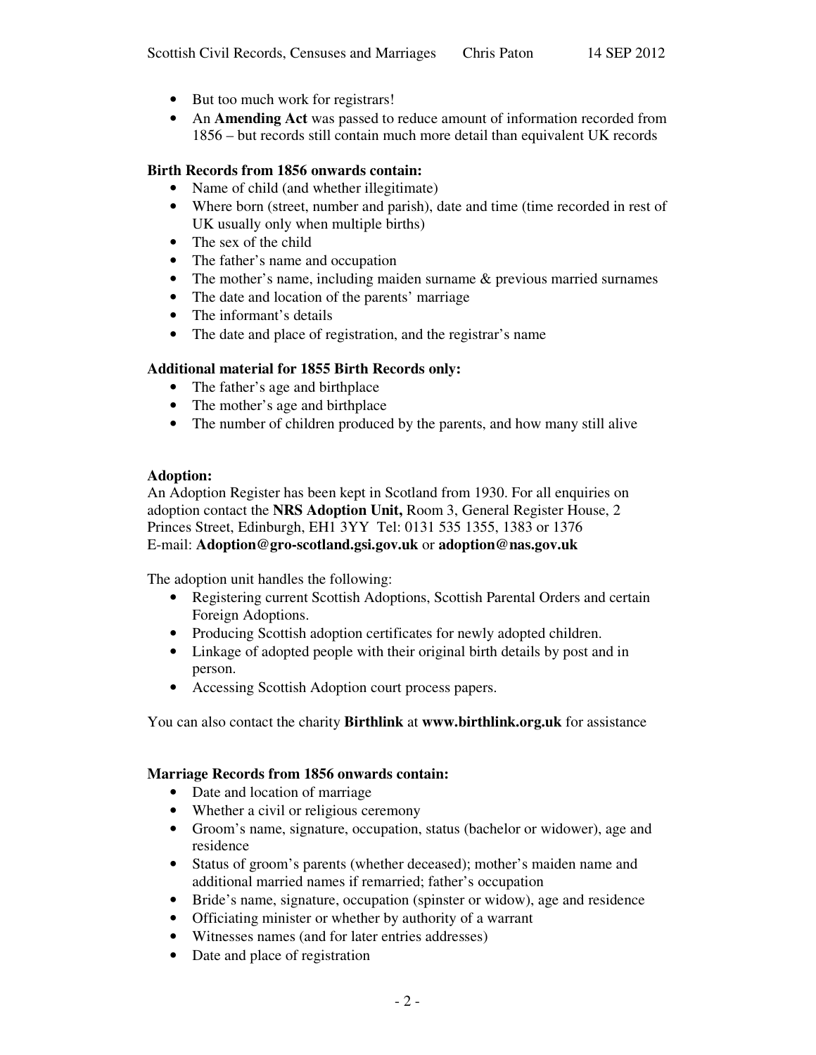- But too much work for registrars!
- An **Amending Act** was passed to reduce amount of information recorded from 1856 – but records still contain much more detail than equivalent UK records

**Birth Records from 1856 onwards contain:**

- Name of child (and whether illegitimate)
- Where born (street, number and parish), date and time (time recorded in rest of UK usually only when multiple births)
- The sex of the child
- The father's name and occupation
- The mother's name, including maiden surname & previous married surnames
- The date and location of the parents' marriage
- The informant's details
- The date and place of registration, and the registrar's name

**Additional material for 1855 Birth Records only:**

- The father's age and birthplace
- The mother's age and birthplace
- The number of children produced by the parents, and how many still alive

**Adoption:**
An Adoption Register has been kept in Scotland from 1930. For all enquiries on adoption contact the **NRS Adoption Unit,** Room 3, General Register House, 2 Princes Street, Edinburgh, EH1 3YY Tel: 0131 535 1355, 1383 or 1376
E-mail: **Adoption@gro-scotland.gsi.gov.uk** or **adoption@nas.gov.uk**

The adoption unit handles the following:

- Registering current Scottish Adoptions, Scottish Parental Orders and certain Foreign Adoptions.
- Producing Scottish adoption certificates for newly adopted children.
- Linkage of adopted people with their original birth details by post and in person.
- Accessing Scottish Adoption court process papers.

You can also contact the charity **Birthlink** at **www.birthlink.org.uk** for assistance

**Marriage Records from 1856 onwards contain:**

- Date and location of marriage
- Whether a civil or religious ceremony
- Groom's name, signature, occupation, status (bachelor or widower), age and residence
- Status of groom's parents (whether deceased); mother's maiden name and additional married names if remarried; father's occupation
- Bride's name, signature, occupation (spinster or widow), age and residence
- Officiating minister or whether by authority of a warrant
- Witnesses names (and for later entries addresses)
- Date and place of registration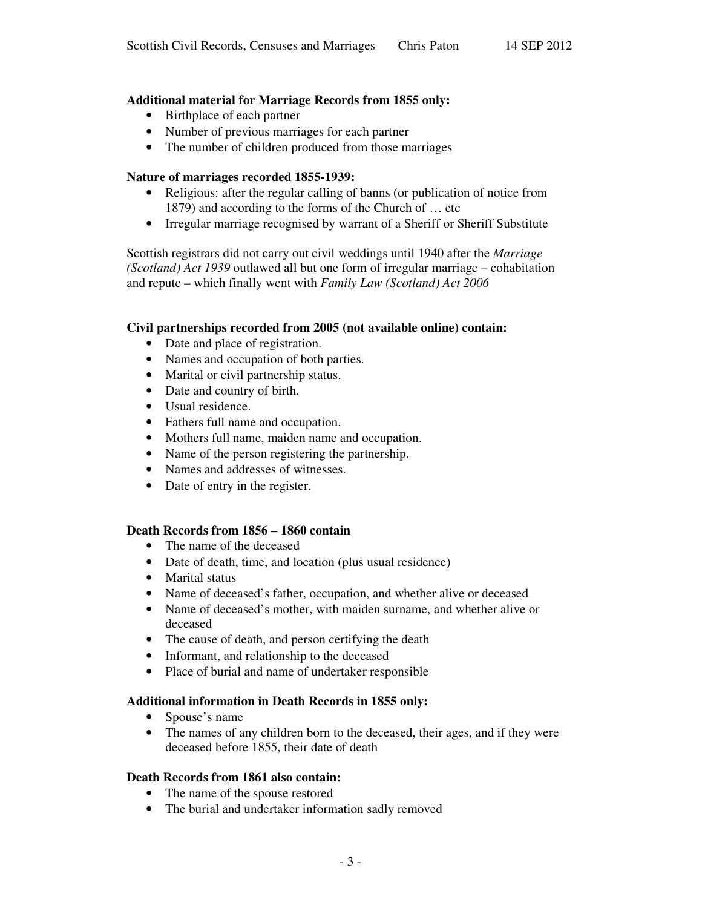**Additional material for Marriage Records from 1855 only:**

- Birthplace of each partner
- Number of previous marriages for each partner
- The number of children produced from those marriages

**Nature of marriages recorded 1855-1939:**

- Religious: after the regular calling of banns (or publication of notice from 1879) and according to the forms of the Church of … etc
- Irregular marriage recognised by warrant of a Sheriff or Sheriff Substitute

Scottish registrars did not carry out civil weddings until 1940 after the *Marriage (Scotland) Act 1939* outlawed all but one form of irregular marriage – cohabitation and repute – which finally went with *Family Law (Scotland) Act 2006*

**Civil partnerships recorded from 2005 (not available online) contain:**

- Date and place of registration.
- Names and occupation of both parties.
- Marital or civil partnership status.
- Date and country of birth.
- Usual residence.
- Fathers full name and occupation.
- Mothers full name, maiden name and occupation.
- Name of the person registering the partnership.
- Names and addresses of witnesses.
- Date of entry in the register.

**Death Records from 1856 – 1860 contain**

- The name of the deceased
- Date of death, time, and location (plus usual residence)
- Marital status
- Name of deceased's father, occupation, and whether alive or deceased
- Name of deceased's mother, with maiden surname, and whether alive or deceased
- The cause of death, and person certifying the death
- Informant, and relationship to the deceased
- Place of burial and name of undertaker responsible

**Additional information in Death Records in 1855 only:**

- Spouse's name
- The names of any children born to the deceased, their ages, and if they were deceased before 1855, their date of death

**Death Records from 1861 also contain:**

- The name of the spouse restored
- The burial and undertaker information sadly removed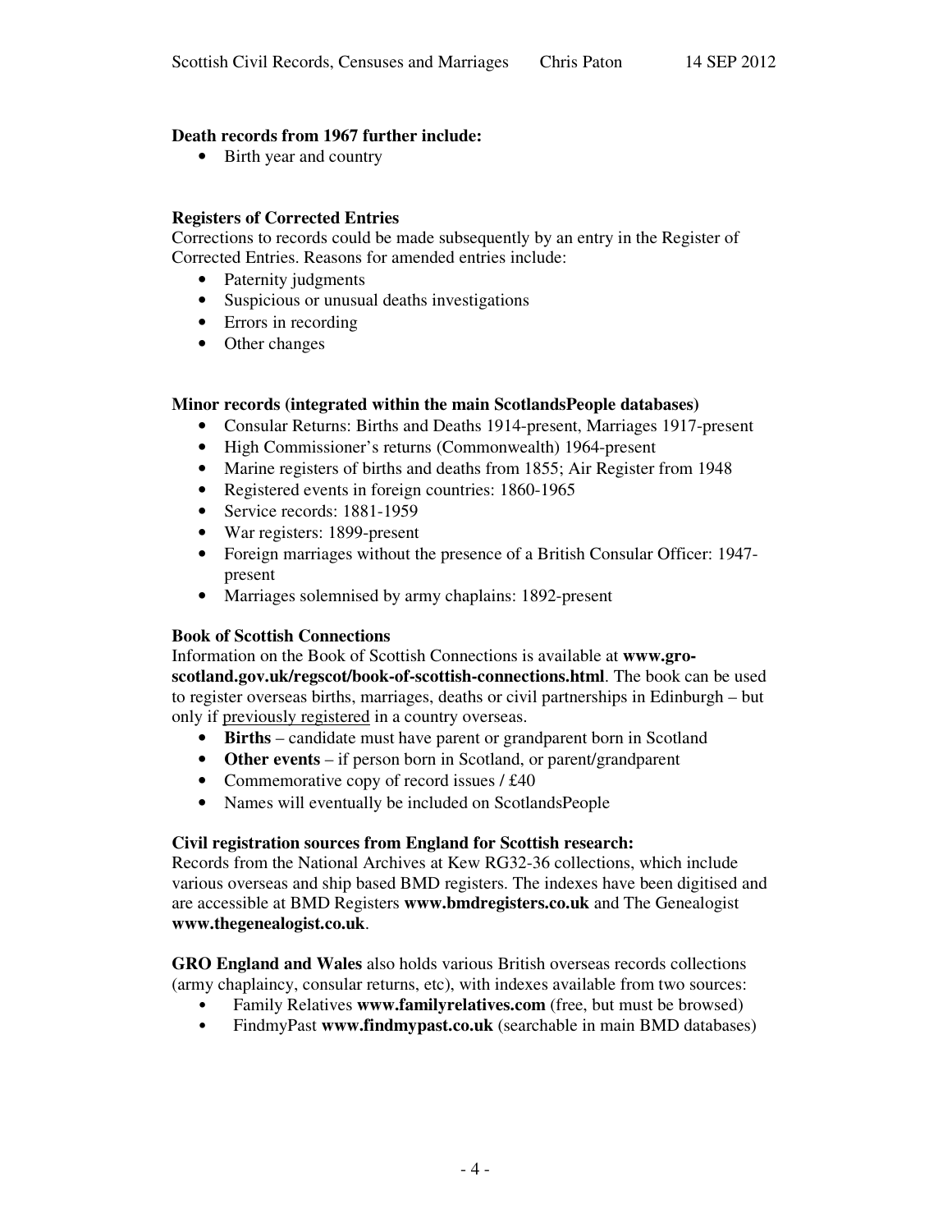**Death records from 1967 further include:**

- Birth year and country

**Registers of Corrected Entries**

Corrections to records could be made subsequently by an entry in the Register of Corrected Entries. Reasons for amended entries include:

- Paternity judgments
- Suspicious or unusual deaths investigations
- Errors in recording
- Other changes

**Minor records (integrated within the main ScotlandsPeople databases)**

- Consular Returns: Births and Deaths 1914-present, Marriages 1917-present
- High Commissioner's returns (Commonwealth) 1964-present
- Marine registers of births and deaths from 1855; Air Register from 1948
- Registered events in foreign countries: 1860-1965
- Service records: 1881-1959
- War registers: 1899-present
- Foreign marriages without the presence of a British Consular Officer: 1947-present
- Marriages solemnised by army chaplains: 1892-present

**Book of Scottish Connections**

Information on the Book of Scottish Connections is available at **www.gro-scotland.gov.uk/regscot/book-of-scottish-connections.html**. The book can be used to register overseas births, marriages, deaths or civil partnerships in Edinburgh – but only if <u>previously registered</u> in a country overseas.

- **Births** – candidate must have parent or grandparent born in Scotland
- **Other events** – if person born in Scotland, or parent/grandparent
- Commemorative copy of record issues / £40
- Names will eventually be included on ScotlandsPeople

**Civil registration sources from England for Scottish research:**

Records from the National Archives at Kew RG32-36 collections, which include various overseas and ship based BMD registers. The indexes have been digitised and are accessible at BMD Registers **www.bmdregisters.co.uk** and The Genealogist **www.thegenealogist.co.uk**.

**GRO England and Wales** also holds various British overseas records collections (army chaplaincy, consular returns, etc), with indexes available from two sources:

- Family Relatives **www.familyrelatives.com** (free, but must be browsed)
- FindmyPast **www.findmypast.co.uk** (searchable in main BMD databases)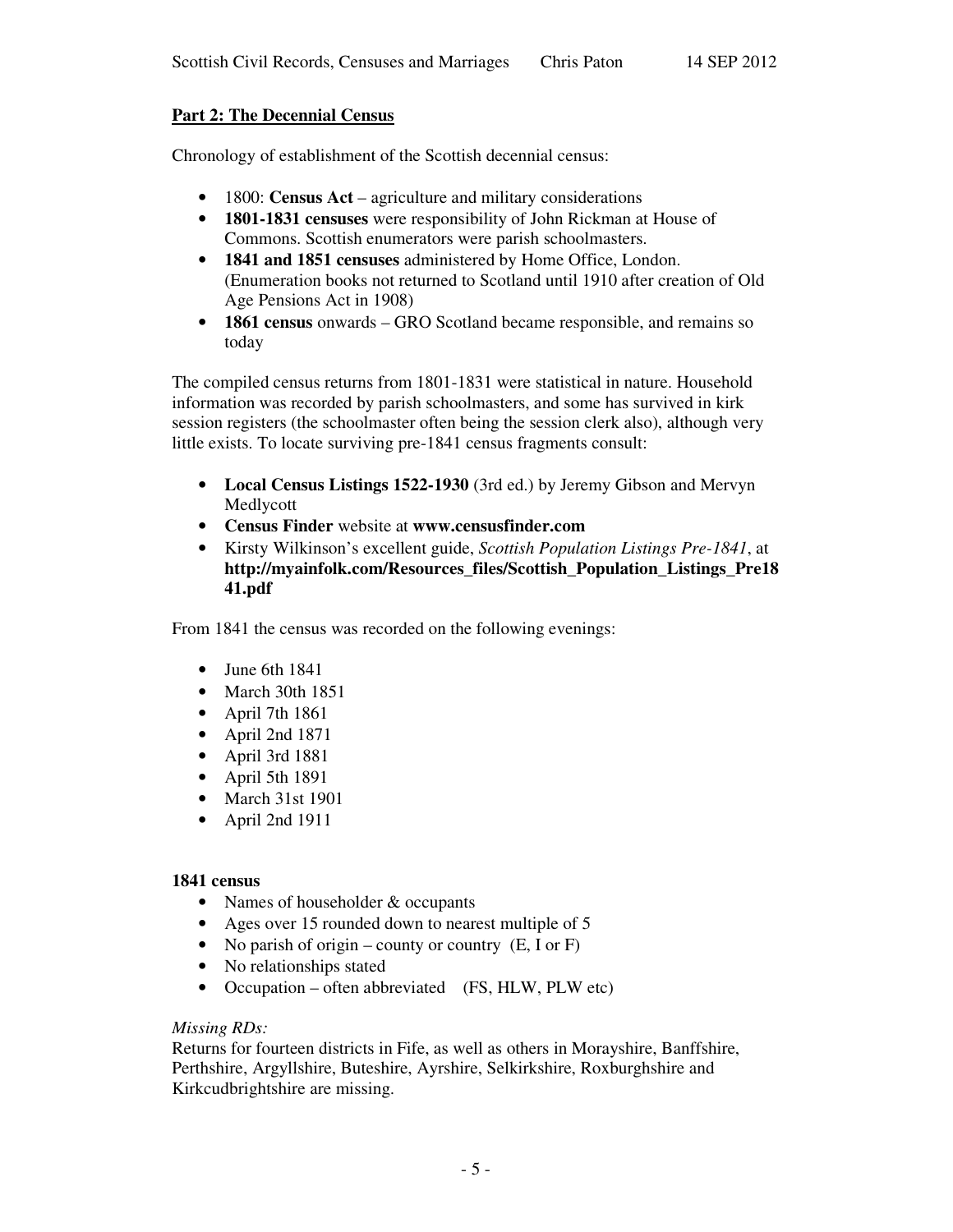## Part 2: The Decennial Census

Chronology of establishment of the Scottish decennial census:

- 1800: **Census Act** – agriculture and military considerations
- **1801-1831 censuses** were responsibility of John Rickman at House of Commons. Scottish enumerators were parish schoolmasters.
- **1841 and 1851 censuses** administered by Home Office, London. (Enumeration books not returned to Scotland until 1910 after creation of Old Age Pensions Act in 1908)
- **1861 census** onwards – GRO Scotland became responsible, and remains so today

The compiled census returns from 1801-1831 were statistical in nature. Household information was recorded by parish schoolmasters, and some has survived in kirk session registers (the schoolmaster often being the session clerk also), although very little exists. To locate surviving pre-1841 census fragments consult:

- **Local Census Listings 1522-1930** (3rd ed.) by Jeremy Gibson and Mervyn Medlycott
- **Census Finder** website at **www.censusfinder.com**
- Kirsty Wilkinson's excellent guide, *Scottish Population Listings Pre-1841*, at **http://myainfolk.com/Resources_files/Scottish_Population_Listings_Pre1841.pdf**

From 1841 the census was recorded on the following evenings:

- June 6th 1841
- March 30th 1851
- April 7th 1861
- April 2nd 1871
- April 3rd 1881
- April 5th 1891
- March 31st 1901
- April 2nd 1911

### 1841 census

- Names of householder & occupants
- Ages over 15 rounded down to nearest multiple of 5
- No parish of origin – county or country (E, I or F)
- No relationships stated
- Occupation – often abbreviated (FS, HLW, PLW etc)

*Missing RDs:*

Returns for fourteen districts in Fife, as well as others in Morayshire, Banffshire, Perthshire, Argyllshire, Buteshire, Ayrshire, Selkirkshire, Roxburghshire and Kirkcudbrightshire are missing.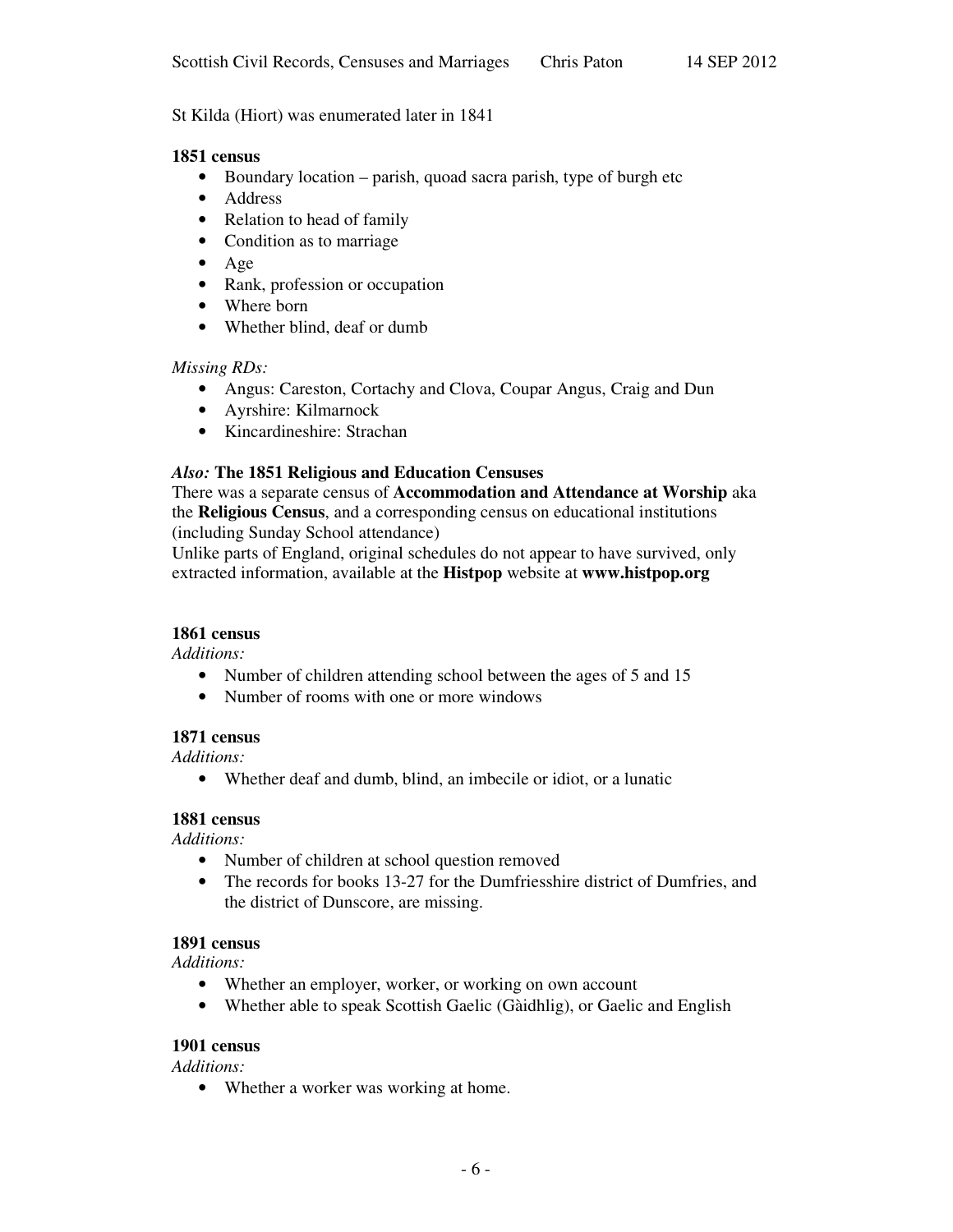St Kilda (Hiort) was enumerated later in 1841

**1851 census**

- Boundary location – parish, quoad sacra parish, type of burgh etc
- Address
- Relation to head of family
- Condition as to marriage
- Age
- Rank, profession or occupation
- Where born
- Whether blind, deaf or dumb

*Missing RDs:*

- Angus: Careston, Cortachy and Clova, Coupar Angus, Craig and Dun
- Ayrshire: Kilmarnock
- Kincardineshire: Strachan

***Also:* The 1851 Religious and Education Censuses**

There was a separate census of **Accommodation and Attendance at Worship** aka the **Religious Census**, and a corresponding census on educational institutions (including Sunday School attendance)

Unlike parts of England, original schedules do not appear to have survived, only extracted information, available at the **Histpop** website at **www.histpop.org**

**1861 census**

*Additions:*

- Number of children attending school between the ages of 5 and 15
- Number of rooms with one or more windows

**1871 census**

*Additions:*

- Whether deaf and dumb, blind, an imbecile or idiot, or a lunatic

**1881 census**

*Additions:*

- Number of children at school question removed
- The records for books 13-27 for the Dumfriesshire district of Dumfries, and the district of Dunscore, are missing.

**1891 census**

*Additions:*

- Whether an employer, worker, or working on own account
- Whether able to speak Scottish Gaelic (Gàidhlig), or Gaelic and English

**1901 census**

*Additions:*

- Whether a worker was working at home.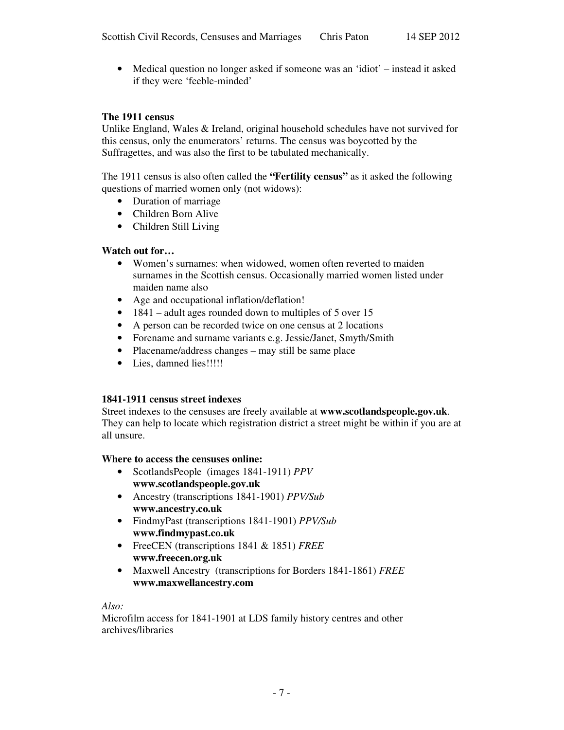- Medical question no longer asked if someone was an 'idiot' – instead it asked if they were 'feeble-minded'

**The 1911 census**

Unlike England, Wales & Ireland, original household schedules have not survived for this census, only the enumerators' returns. The census was boycotted by the Suffragettes, and was also the first to be tabulated mechanically.

The 1911 census is also often called the **"Fertility census"** as it asked the following questions of married women only (not widows):

- Duration of marriage
- Children Born Alive
- Children Still Living

**Watch out for…**

- Women's surnames: when widowed, women often reverted to maiden surnames in the Scottish census. Occasionally married women listed under maiden name also
- Age and occupational inflation/deflation!
- 1841 – adult ages rounded down to multiples of 5 over 15
- A person can be recorded twice on one census at 2 locations
- Forename and surname variants e.g. Jessie/Janet, Smyth/Smith
- Placename/address changes – may still be same place
- Lies, damned lies!!!!!

**1841-1911 census street indexes**

Street indexes to the censuses are freely available at **www.scotlandspeople.gov.uk**. They can help to locate which registration district a street might be within if you are at all unsure.

**Where to access the censuses online:**

- ScotlandsPeople (images 1841-1911) *PPV* **www.scotlandspeople.gov.uk**
- Ancestry (transcriptions 1841-1901) *PPV/Sub* **www.ancestry.co.uk**
- FindmyPast (transcriptions 1841-1901) *PPV/Sub* **www.findmypast.co.uk**
- FreeCEN (transcriptions 1841 & 1851) *FREE* **www.freecen.org.uk**
- Maxwell Ancestry (transcriptions for Borders 1841-1861) *FREE* **www.maxwellancestry.com**

*Also:*

Microfilm access for 1841-1901 at LDS family history centres and other archives/libraries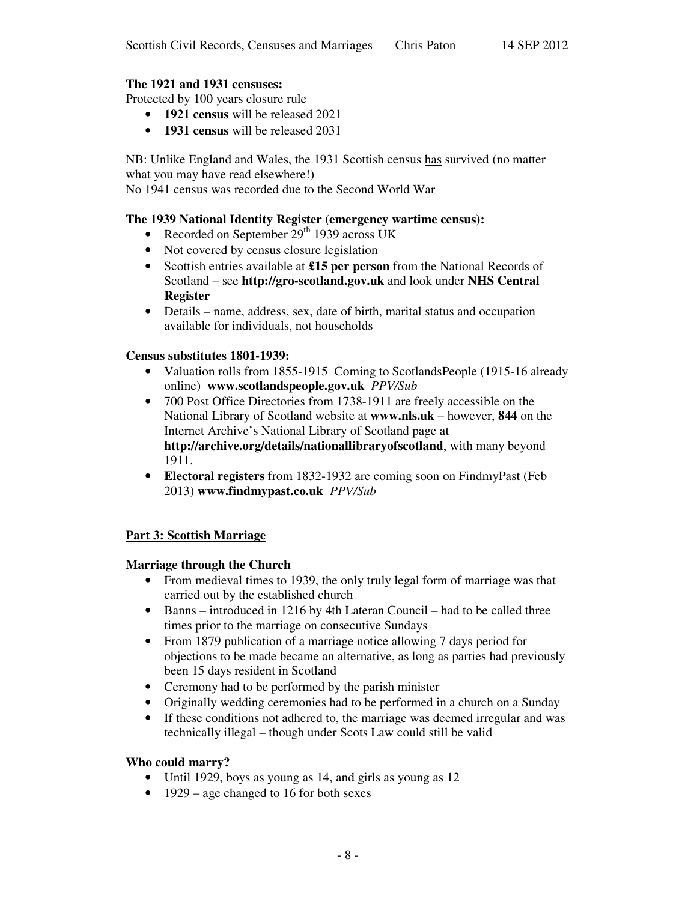**The 1921 and 1931 censuses:**
Protected by 100 years closure rule

- **1921 census** will be released 2021
- **1931 census** will be released 2031

NB: Unlike England and Wales, the 1931 Scottish census has survived (no matter what you may have read elsewhere!)
No 1941 census was recorded due to the Second World War

**The 1939 National Identity Register (emergency wartime census):**

- Recorded on September 29th 1939 across UK
- Not covered by census closure legislation
- Scottish entries available at **£15 per person** from the National Records of Scotland – see **http://gro-scotland.gov.uk** and look under **NHS Central Register**
- Details – name, address, sex, date of birth, marital status and occupation available for individuals, not households

**Census substitutes 1801-1939:**

- Valuation rolls from 1855-1915 Coming to ScotlandsPeople (1915-16 already online) **www.scotlandspeople.gov.uk** *PPV/Sub*
- 700 Post Office Directories from 1738-1911 are freely accessible on the National Library of Scotland website at **www.nls.uk** – however, **844** on the Internet Archive's National Library of Scotland page at **http://archive.org/details/nationallibraryofscotland**, with many beyond 1911.
- **Electoral registers** from 1832-1932 are coming soon on FindmyPast (Feb 2013) **www.findmypast.co.uk** *PPV/Sub*

## Part 3: Scottish Marriage

**Marriage through the Church**

- From medieval times to 1939, the only truly legal form of marriage was that carried out by the established church
- Banns – introduced in 1216 by 4th Lateran Council – had to be called three times prior to the marriage on consecutive Sundays
- From 1879 publication of a marriage notice allowing 7 days period for objections to be made became an alternative, as long as parties had previously been 15 days resident in Scotland
- Ceremony had to be performed by the parish minister
- Originally wedding ceremonies had to be performed in a church on a Sunday
- If these conditions not adhered to, the marriage was deemed irregular and was technically illegal – though under Scots Law could still be valid

**Who could marry?**

- Until 1929, boys as young as 14, and girls as young as 12
- 1929 – age changed to 16 for both sexes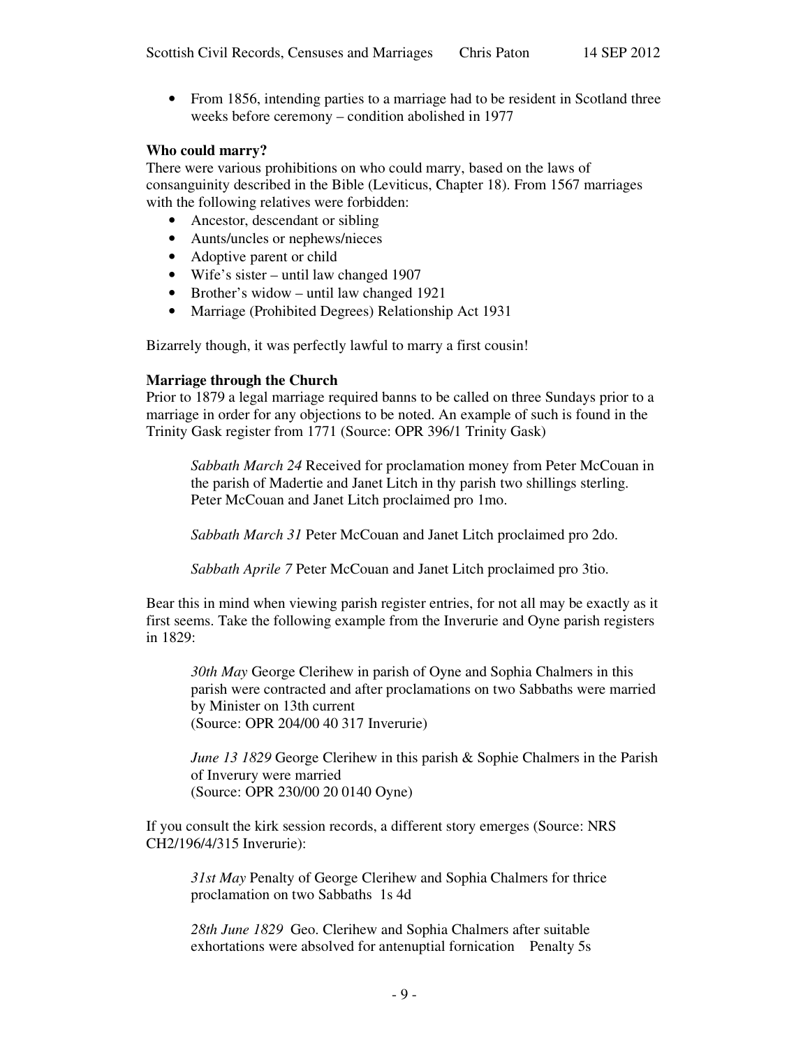- From 1856, intending parties to a marriage had to be resident in Scotland three weeks before ceremony – condition abolished in 1977

**Who could marry?**

There were various prohibitions on who could marry, based on the laws of consanguinity described in the Bible (Leviticus, Chapter 18). From 1567 marriages with the following relatives were forbidden:

- Ancestor, descendant or sibling
- Aunts/uncles or nephews/nieces
- Adoptive parent or child
- Wife's sister – until law changed 1907
- Brother's widow – until law changed 1921
- Marriage (Prohibited Degrees) Relationship Act 1931

Bizarrely though, it was perfectly lawful to marry a first cousin!

**Marriage through the Church**

Prior to 1879 a legal marriage required banns to be called on three Sundays prior to a marriage in order for any objections to be noted. An example of such is found in the Trinity Gask register from 1771 (Source: OPR 396/1 Trinity Gask)

> *Sabbath March 24* Received for proclamation money from Peter McCouan in the parish of Madertie and Janet Litch in thy parish two shillings sterling. Peter McCouan and Janet Litch proclaimed pro 1mo.
>
> *Sabbath March 31* Peter McCouan and Janet Litch proclaimed pro 2do.
>
> *Sabbath Aprile 7* Peter McCouan and Janet Litch proclaimed pro 3tio.

Bear this in mind when viewing parish register entries, for not all may be exactly as it first seems. Take the following example from the Inverurie and Oyne parish registers in 1829:

> *30th May* George Clerihew in parish of Oyne and Sophia Chalmers in this parish were contracted and after proclamations on two Sabbaths were married by Minister on 13th current
> (Source: OPR 204/00 40 317 Inverurie)
>
> *June 13 1829* George Clerihew in this parish & Sophie Chalmers in the Parish of Inverury were married
> (Source: OPR 230/00 20 0140 Oyne)

If you consult the kirk session records, a different story emerges (Source: NRS CH2/196/4/315 Inverurie):

> *31st May* Penalty of George Clerihew and Sophia Chalmers for thrice proclamation on two Sabbaths 1s 4d
>
> *28th June 1829* Geo. Clerihew and Sophia Chalmers after suitable exhortations were absolved for antenuptial fornication Penalty 5s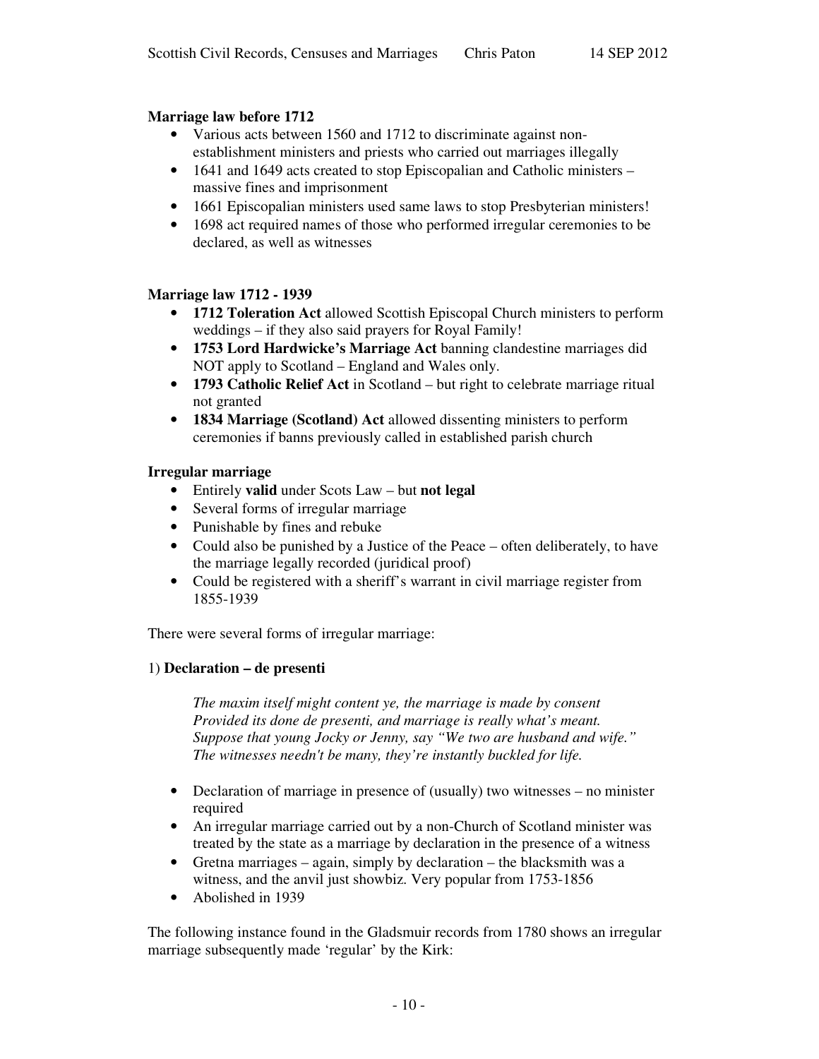**Marriage law before 1712**

- Various acts between 1560 and 1712 to discriminate against non-establishment ministers and priests who carried out marriages illegally
- 1641 and 1649 acts created to stop Episcopalian and Catholic ministers – massive fines and imprisonment
- 1661 Episcopalian ministers used same laws to stop Presbyterian ministers!
- 1698 act required names of those who performed irregular ceremonies to be declared, as well as witnesses

**Marriage law 1712 - 1939**

- **1712 Toleration Act** allowed Scottish Episcopal Church ministers to perform weddings – if they also said prayers for Royal Family!
- **1753 Lord Hardwicke's Marriage Act** banning clandestine marriages did NOT apply to Scotland – England and Wales only.
- **1793 Catholic Relief Act** in Scotland – but right to celebrate marriage ritual not granted
- **1834 Marriage (Scotland) Act** allowed dissenting ministers to perform ceremonies if banns previously called in established parish church

**Irregular marriage**

- Entirely **valid** under Scots Law – but **not legal**
- Several forms of irregular marriage
- Punishable by fines and rebuke
- Could also be punished by a Justice of the Peace – often deliberately, to have the marriage legally recorded (juridical proof)
- Could be registered with a sheriff's warrant in civil marriage register from 1855-1939

There were several forms of irregular marriage:

1) **Declaration – de presenti**

> *The maxim itself might content ye, the marriage is made by consent*
> *Provided its done de presenti, and marriage is really what's meant.*
> *Suppose that young Jocky or Jenny, say "We two are husband and wife."*
> *The witnesses needn't be many, they're instantly buckled for life.*

- Declaration of marriage in presence of (usually) two witnesses – no minister required
- An irregular marriage carried out by a non-Church of Scotland minister was treated by the state as a marriage by declaration in the presence of a witness
- Gretna marriages – again, simply by declaration – the blacksmith was a witness, and the anvil just showbiz. Very popular from 1753-1856
- Abolished in 1939

The following instance found in the Gladsmuir records from 1780 shows an irregular marriage subsequently made 'regular' by the Kirk: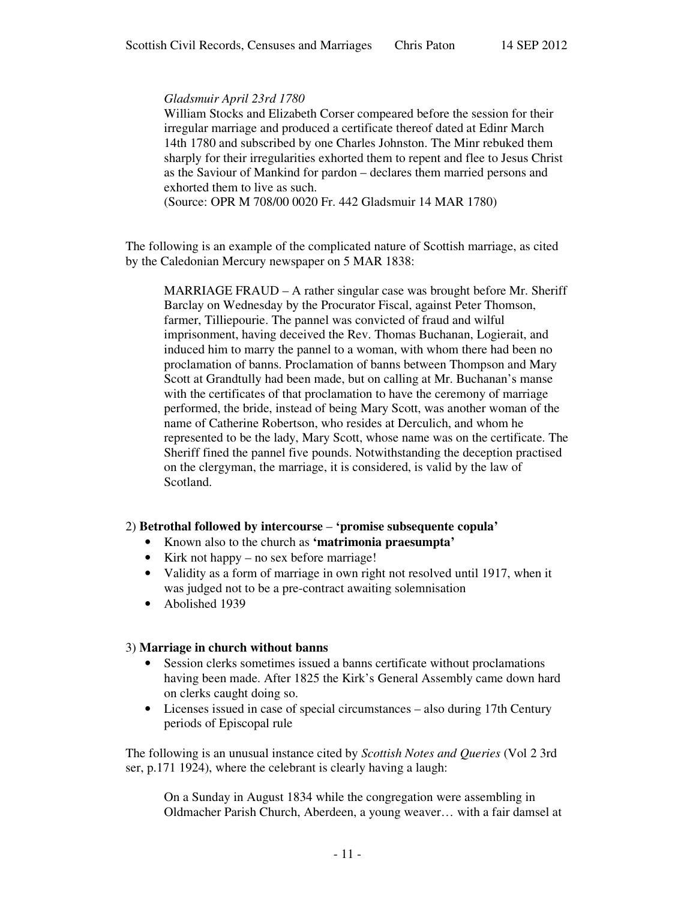> *Gladsmuir April 23rd 1780*
> William Stocks and Elizabeth Corser compeared before the session for their irregular marriage and produced a certificate thereof dated at Edinr March 14th 1780 and subscribed by one Charles Johnston. The Minr rebuked them sharply for their irregularities exhorted them to repent and flee to Jesus Christ as the Saviour of Mankind for pardon – declares them married persons and exhorted them to live as such.
> (Source: OPR M 708/00 0020 Fr. 442 Gladsmuir 14 MAR 1780)

The following is an example of the complicated nature of Scottish marriage, as cited by the Caledonian Mercury newspaper on 5 MAR 1838:

> MARRIAGE FRAUD – A rather singular case was brought before Mr. Sheriff Barclay on Wednesday by the Procurator Fiscal, against Peter Thomson, farmer, Tilliepourie. The pannel was convicted of fraud and wilful imprisonment, having deceived the Rev. Thomas Buchanan, Logierait, and induced him to marry the pannel to a woman, with whom there had been no proclamation of banns. Proclamation of banns between Thompson and Mary Scott at Grandtully had been made, but on calling at Mr. Buchanan's manse with the certificates of that proclamation to have the ceremony of marriage performed, the bride, instead of being Mary Scott, was another woman of the name of Catherine Robertson, who resides at Derculich, and whom he represented to be the lady, Mary Scott, whose name was on the certificate. The Sheriff fined the pannel five pounds. Notwithstanding the deception practised on the clergyman, the marriage, it is considered, is valid by the law of Scotland.

2) **Betrothal followed by intercourse** – **'promise subsequente copula'**

- Known also to the church as **'matrimonia praesumpta'**
- Kirk not happy – no sex before marriage!
- Validity as a form of marriage in own right not resolved until 1917, when it was judged not to be a pre-contract awaiting solemnisation
- Abolished 1939

3) **Marriage in church without banns**

- Session clerks sometimes issued a banns certificate without proclamations having been made. After 1825 the Kirk's General Assembly came down hard on clerks caught doing so.
- Licenses issued in case of special circumstances – also during 17th Century periods of Episcopal rule

The following is an unusual instance cited by *Scottish Notes and Queries* (Vol 2 3rd ser, p.171 1924), where the celebrant is clearly having a laugh:

> On a Sunday in August 1834 while the congregation were assembling in Oldmacher Parish Church, Aberdeen, a young weaver… with a fair damsel at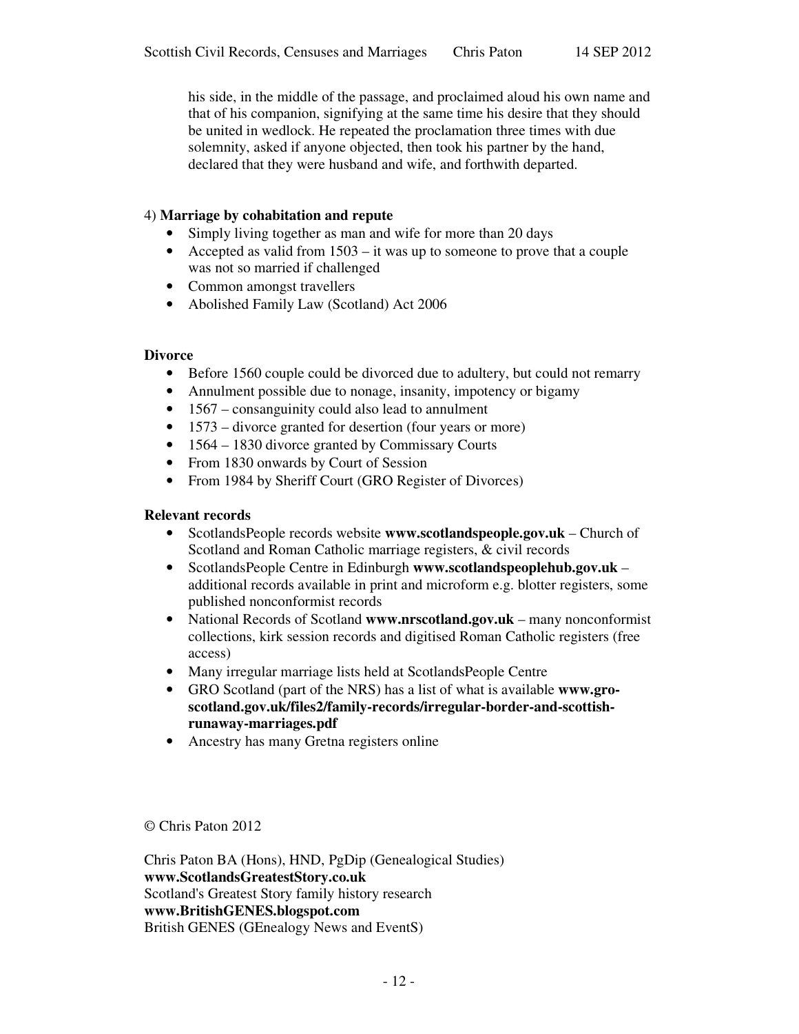his side, in the middle of the passage, and proclaimed aloud his own name and that of his companion, signifying at the same time his desire that they should be united in wedlock. He repeated the proclamation three times with due solemnity, asked if anyone objected, then took his partner by the hand, declared that they were husband and wife, and forthwith departed.

4) **Marriage by cohabitation and repute**

- Simply living together as man and wife for more than 20 days
- Accepted as valid from 1503 – it was up to someone to prove that a couple was not so married if challenged
- Common amongst travellers
- Abolished Family Law (Scotland) Act 2006

**Divorce**

- Before 1560 couple could be divorced due to adultery, but could not remarry
- Annulment possible due to nonage, insanity, impotency or bigamy
- 1567 – consanguinity could also lead to annulment
- 1573 – divorce granted for desertion (four years or more)
- 1564 – 1830 divorce granted by Commissary Courts
- From 1830 onwards by Court of Session
- From 1984 by Sheriff Court (GRO Register of Divorces)

**Relevant records**

- ScotlandsPeople records website **www.scotlandspeople.gov.uk** – Church of Scotland and Roman Catholic marriage registers, & civil records
- ScotlandsPeople Centre in Edinburgh **www.scotlandspeoplehub.gov.uk** – additional records available in print and microform e.g. blotter registers, some published nonconformist records
- National Records of Scotland **www.nrscotland.gov.uk** – many nonconformist collections, kirk session records and digitised Roman Catholic registers (free access)
- Many irregular marriage lists held at ScotlandsPeople Centre
- GRO Scotland (part of the NRS) has a list of what is available **www.gro-scotland.gov.uk/files2/family-records/irregular-border-and-scottish-runaway-marriages.pdf**
- Ancestry has many Gretna registers online

© Chris Paton 2012

Chris Paton BA (Hons), HND, PgDip (Genealogical Studies)
**www.ScotlandsGreatestStory.co.uk**
Scotland's Greatest Story family history research
**www.BritishGENES.blogspot.com**
British GENES (GEnealogy News and EventS)